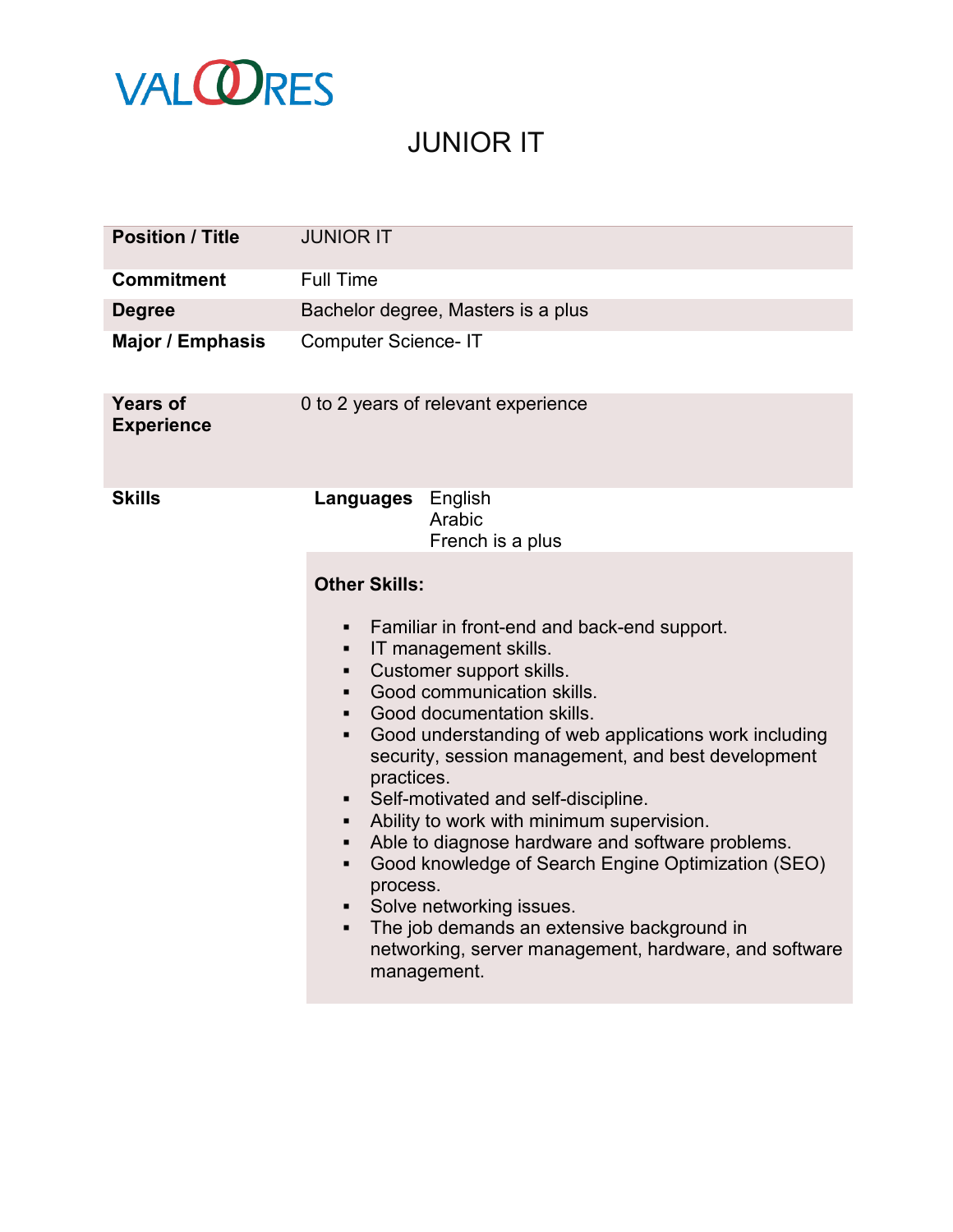VALOORES

# JUNIOR IT

| Position / Title | JUNIOR IT |
|---|---|
| Commitment | Full Time |
| Degree | Bachelor degree, Masters is a plus |
| Major / Emphasis | Computer Science- IT |
| Years of Experience | 0 to 2 years of relevant experience |
| Skills | **Languages** English, Arabic, French is a plus |

**Other Skills:**

- Familiar in front-end and back-end support.
- IT management skills.
- Customer support skills.
- Good communication skills.
- Good documentation skills.
- Good understanding of web applications work including security, session management, and best development practices.
- Self-motivated and self-discipline.
- Ability to work with minimum supervision.
- Able to diagnose hardware and software problems.
- Good knowledge of Search Engine Optimization (SEO) process.
- Solve networking issues.
- The job demands an extensive background in networking, server management, hardware, and software management.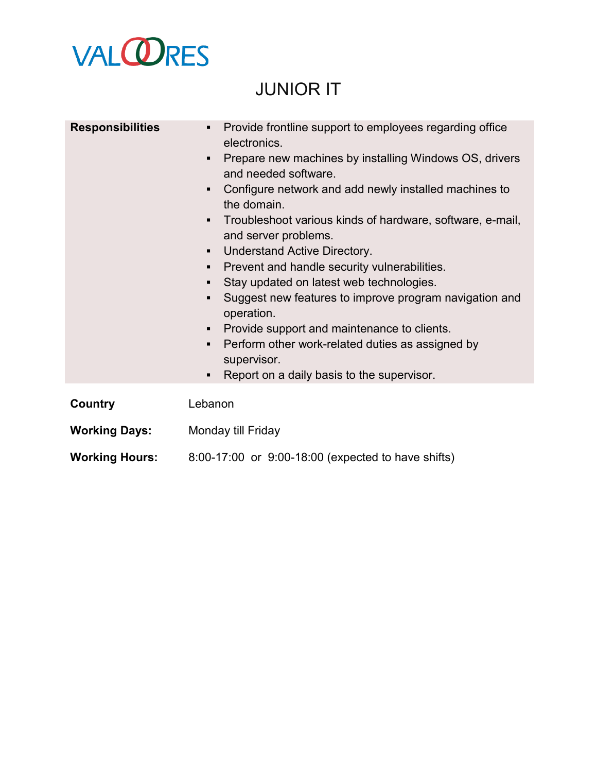VALOORES

# JUNIOR IT

| | |
|---|---|
| **Responsibilities** | ▪ Provide frontline support to employees regarding office electronics.<br>▪ Prepare new machines by installing Windows OS, drivers and needed software.<br>▪ Configure network and add newly installed machines to the domain.<br>▪ Troubleshoot various kinds of hardware, software, e-mail, and server problems.<br>▪ Understand Active Directory.<br>▪ Prevent and handle security vulnerabilities.<br>▪ Stay updated on latest web technologies.<br>▪ Suggest new features to improve program navigation and operation.<br>▪ Provide support and maintenance to clients.<br>▪ Perform other work-related duties as assigned by supervisor.<br>▪ Report on a daily basis to the supervisor. |
| **Country** | Lebanon |
| **Working Days:** | Monday till Friday |
| **Working Hours:** | 8:00-17:00 or 9:00-18:00 (expected to have shifts) |